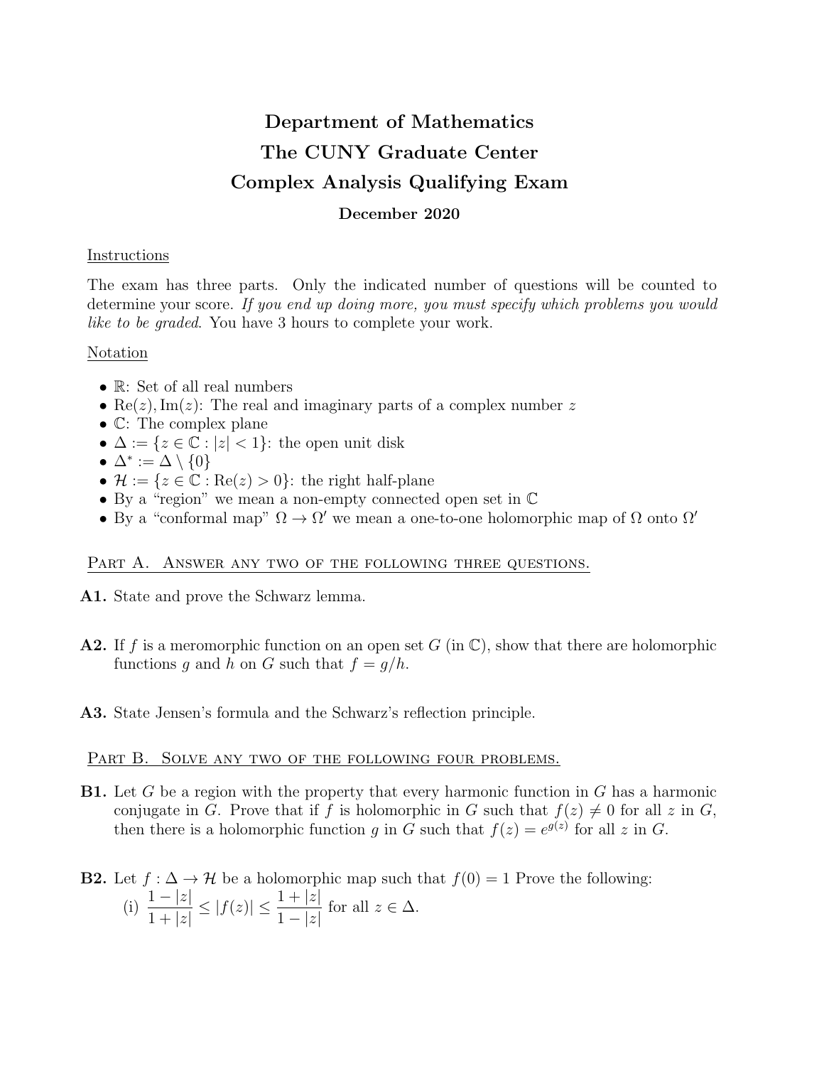# Department of Mathematics
# The CUNY Graduate Center
# Complex Analysis Qualifying Exam

**December 2020**

Instructions

The exam has three parts. Only the indicated number of questions will be counted to determine your score. *If you end up doing more, you must specify which problems you would like to be graded*. You have 3 hours to complete your work.

Notation

- $\mathbb{R}$: Set of all real numbers
- $\mathrm{Re}(z), \mathrm{Im}(z)$: The real and imaginary parts of a complex number $z$
- $\mathbb{C}$: The complex plane
- $\Delta := \{z \in \mathbb{C} : |z| < 1\}$: the open unit disk
- $\Delta^* := \Delta \setminus \{0\}$
- $\mathcal{H} := \{z \in \mathbb{C} : \mathrm{Re}(z) > 0\}$: the right half-plane
- By a "region" we mean a non-empty connected open set in $\mathbb{C}$
- By a "conformal map" $\Omega \to \Omega'$ we mean a one-to-one holomorphic map of $\Omega$ onto $\Omega'$

## Part A. Answer any two of the following three questions.

**A1.** State and prove the Schwarz lemma.

**A2.** If $f$ is a meromorphic function on an open set $G$ (in $\mathbb{C}$), show that there are holomorphic functions $g$ and $h$ on $G$ such that $f = g/h$.

**A3.** State Jensen's formula and the Schwarz's reflection principle.

## Part B. Solve any two of the following four problems.

**B1.** Let $G$ be a region with the property that every harmonic function in $G$ has a harmonic conjugate in $G$. Prove that if $f$ is holomorphic in $G$ such that $f(z) \neq 0$ for all $z$ in $G$, then there is a holomorphic function $g$ in $G$ such that $f(z) = e^{g(z)}$ for all $z$ in $G$.

**B2.** Let $f : \Delta \to \mathcal{H}$ be a holomorphic map such that $f(0) = 1$ Prove the following:

(i) $\dfrac{1 - |z|}{1 + |z|} \leq |f(z)| \leq \dfrac{1 + |z|}{1 - |z|}$ for all $z \in \Delta$.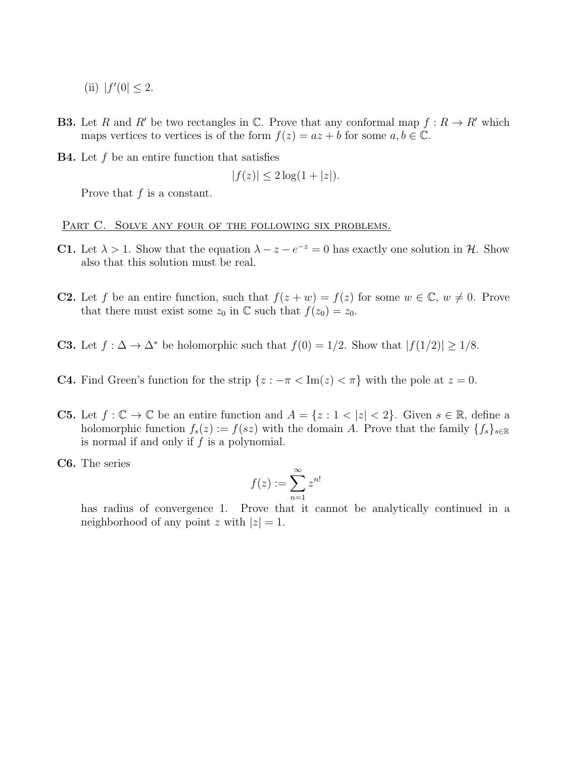(ii) $|f'(0)| \leq 2$.

**B3.** Let $R$ and $R'$ be two rectangles in $\mathbb{C}$. Prove that any conformal map $f : R \to R'$ which maps vertices to vertices is of the form $f(z) = az + b$ for some $a, b \in \mathbb{C}$.

**B4.** Let $f$ be an entire function that satisfies

$$|f(z)| \leq 2 \log(1 + |z|).$$

Prove that $f$ is a constant.

## Part C. Solve any four of the following six problems.

**C1.** Let $\lambda > 1$. Show that the equation $\lambda - z - e^{-z} = 0$ has exactly one solution in $\mathcal{H}$. Show also that this solution must be real.

**C2.** Let $f$ be an entire function, such that $f(z + w) = f(z)$ for some $w \in \mathbb{C}$, $w \neq 0$. Prove that there must exist some $z_0$ in $\mathbb{C}$ such that $f(z_0) = z_0$.

**C3.** Let $f : \Delta \to \Delta^*$ be holomorphic such that $f(0) = 1/2$. Show that $|f(1/2)| \geq 1/8$.

**C4.** Find Green's function for the strip $\{z : -\pi < \mathrm{Im}(z) < \pi\}$ with the pole at $z = 0$.

**C5.** Let $f : \mathbb{C} \to \mathbb{C}$ be an entire function and $A = \{z : 1 < |z| < 2\}$. Given $s \in \mathbb{R}$, define a holomorphic function $f_s(z) := f(sz)$ with the domain $A$. Prove that the family $\{f_s\}_{s \in \mathbb{R}}$ is normal if and only if $f$ is a polynomial.

**C6.** The series

$$f(z) := \sum_{n=1}^{\infty} z^{n!}$$

has radius of convergence 1. Prove that it cannot be analytically continued in a neighborhood of any point $z$ with $|z| = 1$.